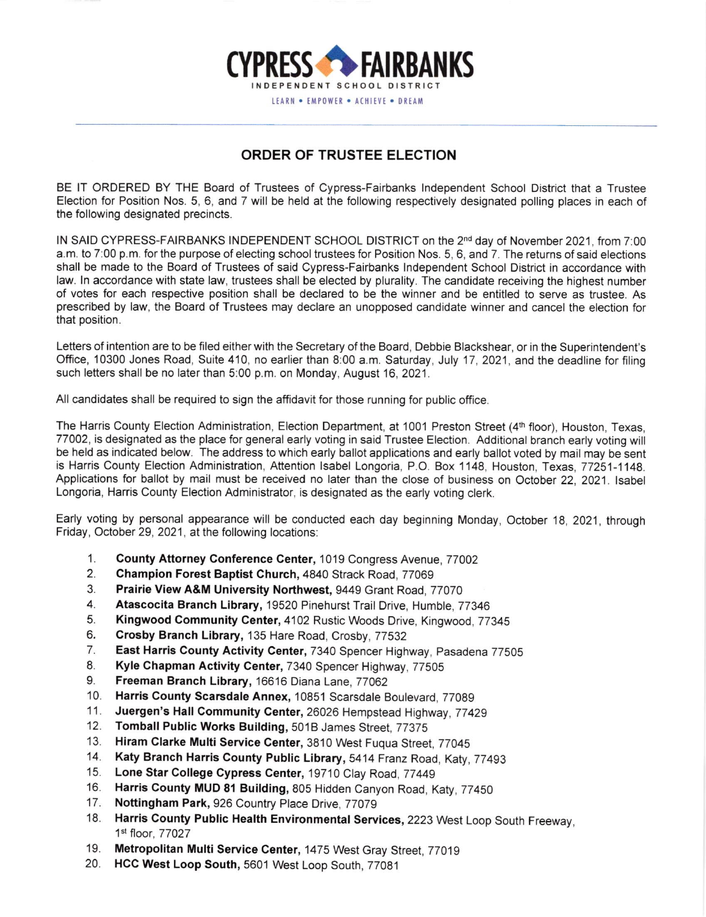CYPRESS FAIRBANKS

INDEPENDENT SCHOOL DISTRICT

LEARN • EMPOWER • ACHIEVE • DREAM

## ORDER OF TRUSTEE ELECTION

BE IT ORDERED BY THE Board of Trustees of Cypress-Fairbanks Independent School District that a Trustee Election for Position Nos. 5, 6, and 7 will be held at the following respectively designated polling places in each of the following designated precincts.

IN SAID CYPRESS-FAIRBANKS INDEPENDENT SCHOOL DISTRICT on the 2nd day of November 2021, from 7:00 a.m. to 7:00 p.m. for the purpose of electing school trustees for Position Nos. 5, 6, and 7. The returns of said elections shall be made to the Board of Trustees of said Cypress-Fairbanks Independent School District in accordance with law. In accordance with state law, trustees shall be elected by plurality. The candidate receiving the highest number of votes for each respective position shall be declared to be the winner and be entitled to serve as trustee. As prescribed by law, the Board of Trustees may declare an unopposed candidate winner and cancel the election for that position.

Letters of intention are to be filed either with the Secretary of the Board, Debbie Blackshear, or in the Superintendent's Office, 10300 Jones Road, Suite 410, no earlier than 8:00 a.m. Saturday, July 17, 2021, and the deadline for filing such letters shall be no later than 5:00 p.m. on Monday, August 16, 2021.

All candidates shall be required to sign the affidavit for those running for public office.

The Harris County Election Administration, Election Department, at 1001 Preston Street (4th floor), Houston, Texas, 77002, is designated as the place for general early voting in said Trustee Election. Additional branch early voting will be held as indicated below. The address to which early ballot applications and early ballot voted by mail may be sent is Harris County Election Administration, Attention Isabel Longoria, P.O. Box 1148, Houston, Texas, 77251-1148. Applications for ballot by mail must be received no later than the close of business on October 22, 2021. Isabel Longoria, Harris County Election Administrator, is designated as the early voting clerk.

Early voting by personal appearance will be conducted each day beginning Monday, October 18, 2021, through Friday, October 29, 2021, at the following locations:

1. **County Attorney Conference Center,** 1019 Congress Avenue, 77002
2. **Champion Forest Baptist Church,** 4840 Strack Road, 77069
3. **Prairie View A&M University Northwest,** 9449 Grant Road, 77070
4. **Atascocita Branch Library,** 19520 Pinehurst Trail Drive, Humble, 77346
5. **Kingwood Community Center,** 4102 Rustic Woods Drive, Kingwood, 77345
6. **Crosby Branch Library,** 135 Hare Road, Crosby, 77532
7. **East Harris County Activity Center,** 7340 Spencer Highway, Pasadena 77505
8. **Kyle Chapman Activity Center,** 7340 Spencer Highway, 77505
9. **Freeman Branch Library,** 16616 Diana Lane, 77062
10. **Harris County Scarsdale Annex,** 10851 Scarsdale Boulevard, 77089
11. **Juergen's Hall Community Center,** 26026 Hempstead Highway, 77429
12. **Tomball Public Works Building,** 501B James Street, 77375
13. **Hiram Clarke Multi Service Center,** 3810 West Fuqua Street, 77045
14. **Katy Branch Harris County Public Library,** 5414 Franz Road, Katy, 77493
15. **Lone Star College Cypress Center,** 19710 Clay Road, 77449
16. **Harris County MUD 81 Building,** 805 Hidden Canyon Road, Katy, 77450
17. **Nottingham Park,** 926 Country Place Drive, 77079
18. **Harris County Public Health Environmental Services,** 2223 West Loop South Freeway, 1st floor, 77027
19. **Metropolitan Multi Service Center,** 1475 West Gray Street, 77019
20. **HCC West Loop South,** 5601 West Loop South, 77081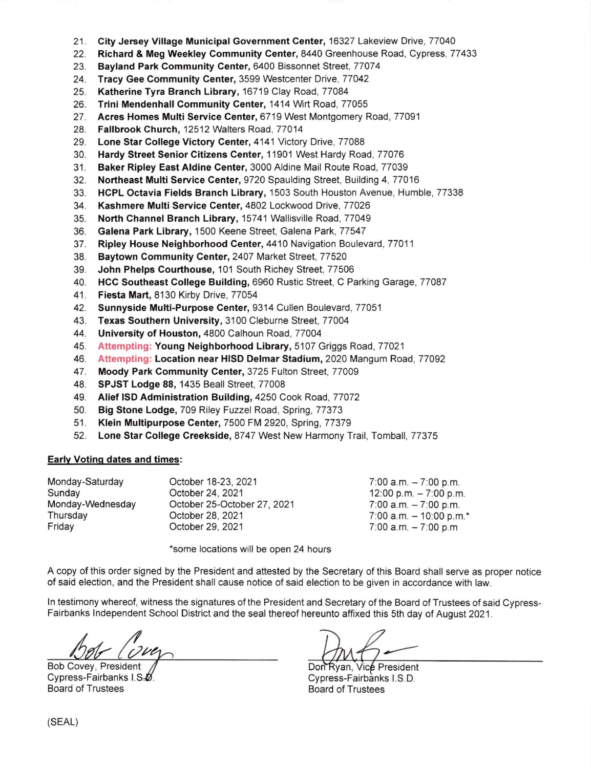21. **City Jersey Village Municipal Government Center,** 16327 Lakeview Drive, 77040
22. **Richard & Meg Weekley Community Center,** 8440 Greenhouse Road, Cypress, 77433
23. **Bayland Park Community Center,** 6400 Bissonnet Street, 77074
24. **Tracy Gee Community Center,** 3599 Westcenter Drive, 77042
25. **Katherine Tyra Branch Library,** 16719 Clay Road, 77084
26. **Trini Mendenhall Community Center,** 1414 Wirt Road, 77055
27. **Acres Homes Multi Service Center,** 6719 West Montgomery Road, 77091
28. **Fallbrook Church,** 12512 Walters Road, 77014
29. **Lone Star College Victory Center,** 4141 Victory Drive, 77088
30. **Hardy Street Senior Citizens Center,** 11901 West Hardy Road, 77076
31. **Baker Ripley East Aldine Center,** 3000 Aldine Mail Route Road, 77039
32. **Northeast Multi Service Center,** 9720 Spaulding Street, Building 4, 77016
33. **HCPL Octavia Fields Branch Library,** 1503 South Houston Avenue, Humble, 77338
34. **Kashmere Multi Service Center,** 4802 Lockwood Drive, 77026
35. **North Channel Branch Library,** 15741 Wallisville Road, 77049
36. **Galena Park Library,** 1500 Keene Street, Galena Park, 77547
37. **Ripley House Neighborhood Center,** 4410 Navigation Boulevard, 77011
38. **Baytown Community Center,** 2407 Market Street, 77520
39. **John Phelps Courthouse,** 101 South Richey Street, 77506
40. **HCC Southeast College Building,** 6960 Rustic Street, C Parking Garage, 77087
41. **Fiesta Mart,** 8130 Kirby Drive, 77054
42. **Sunnyside Multi-Purpose Center,** 9314 Cullen Boulevard, 77051
43. **Texas Southern University,** 3100 Cleburne Street, 77004
44. **University of Houston,** 4800 Calhoun Road, 77004
45. Attempting: **Young Neighborhood Library,** 5107 Griggs Road, 77021
46. Attempting: **Location near HISD Delmar Stadium,** 2020 Mangum Road, 77092
47. **Moody Park Community Center,** 3725 Fulton Street, 77009
48. **SPJST Lodge 88,** 1435 Beall Street, 77008
49. **Alief ISD Administration Building,** 4250 Cook Road, 77072
50. **Big Stone Lodge,** 709 Riley Fuzzel Road, Spring, 77373
51. **Klein Multipurpose Center,** 7500 FM 2920, Spring, 77379
52. **Lone Star College Creekside,** 8747 West New Harmony Trail, Tomball, 77375

**Early Voting dates and times:**

| | | |
|---|---|---|
| Monday-Saturday | October 18-23, 2021 | 7:00 a.m. – 7:00 p.m. |
| Sunday | October 24, 2021 | 12:00 p.m. – 7:00 p.m. |
| Monday-Wednesday | October 25-October 27, 2021 | 7:00 a.m. – 7:00 p.m. |
| Thursday | October 28, 2021 | 7:00 a.m. – 10:00 p.m.* |
| Friday | October 29, 2021 | 7:00 a.m. – 7:00 p.m |

*some locations will be open 24 hours

A copy of this order signed by the President and attested by the Secretary of this Board shall serve as proper notice of said election, and the President shall cause notice of said election to be given in accordance with law.

In testimony whereof, witness the signatures of the President and Secretary of the Board of Trustees of said Cypress-Fairbanks Independent School District and the seal thereof hereunto affixed this 5th day of August 2021.

Bob Covey, President
Cypress-Fairbanks I.S.D.
Board of Trustees

Don Ryan, Vice President
Cypress-Fairbanks I.S.D.
Board of Trustees

(SEAL)